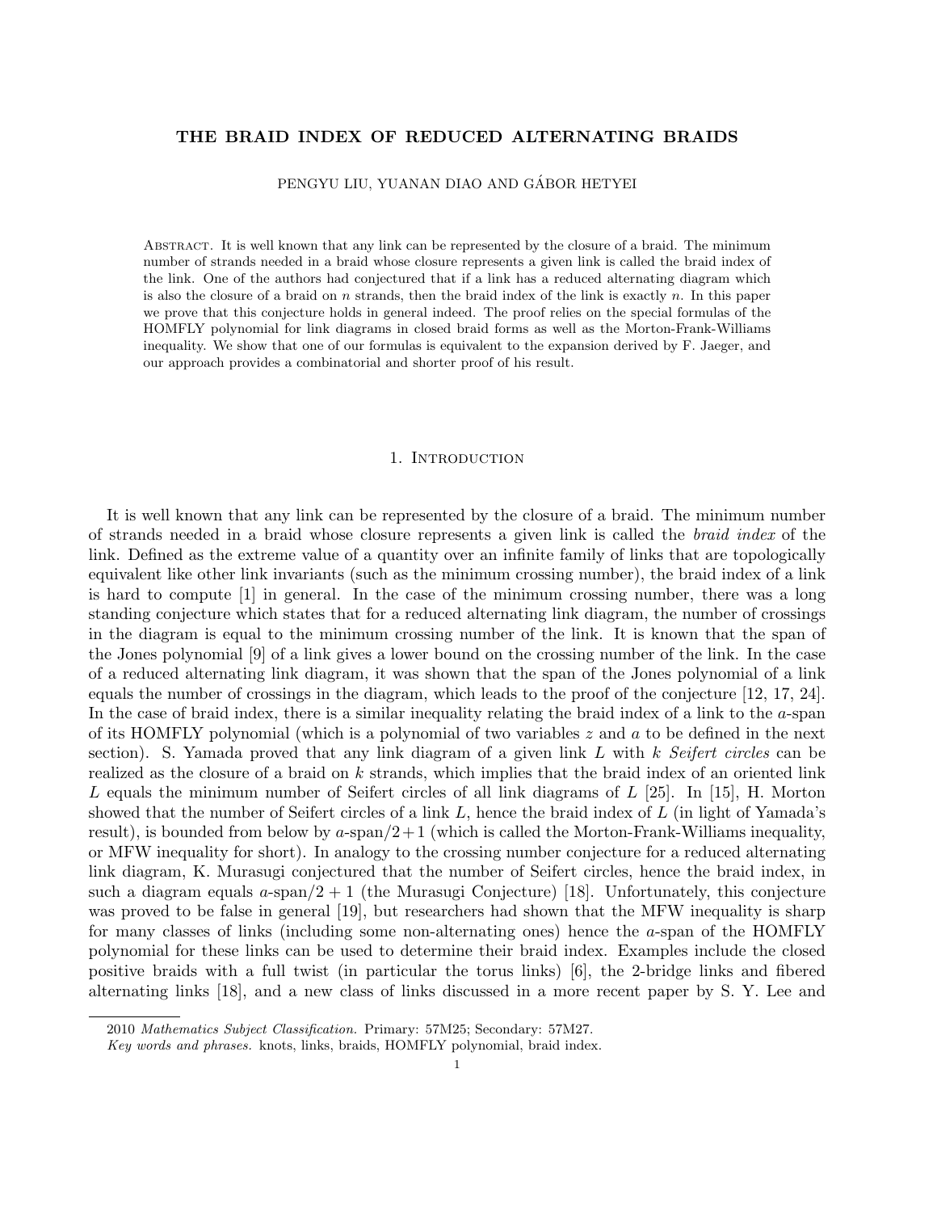# THE BRAID INDEX OF REDUCED ALTERNATING BRAIDS

PENGYU LIU, YUANAN DIAO AND GÁBOR HETYEI

Abstract. It is well known that any link can be represented by the closure of a braid. The minimum number of strands needed in a braid whose closure represents a given link is called the braid index of the link. One of the authors had conjectured that if a link has a reduced alternating diagram which is also the closure of a braid on $n$ strands, then the braid index of the link is exactly $n$. In this paper we prove that this conjecture holds in general indeed. The proof relies on the special formulas of the HOMFLY polynomial for link diagrams in closed braid forms as well as the Morton-Frank-Williams inequality. We show that one of our formulas is equivalent to the expansion derived by F. Jaeger, and our approach provides a combinatorial and shorter proof of his result.

## 1. Introduction

It is well known that any link can be represented by the closure of a braid. The minimum number of strands needed in a braid whose closure represents a given link is called the *braid index* of the link. Defined as the extreme value of a quantity over an infinite family of links that are topologically equivalent like other link invariants (such as the minimum crossing number), the braid index of a link is hard to compute [1] in general. In the case of the minimum crossing number, there was a long standing conjecture which states that for a reduced alternating link diagram, the number of crossings in the diagram is equal to the minimum crossing number of the link. It is known that the span of the Jones polynomial [9] of a link gives a lower bound on the crossing number of the link. In the case of a reduced alternating link diagram, it was shown that the span of the Jones polynomial of a link equals the number of crossings in the diagram, which leads to the proof of the conjecture [12, 17, 24]. In the case of braid index, there is a similar inequality relating the braid index of a link to the $a$-span of its HOMFLY polynomial (which is a polynomial of two variables $z$ and $a$ to be defined in the next section). S. Yamada proved that any link diagram of a given link $L$ with $k$ *Seifert circles* can be realized as the closure of a braid on $k$ strands, which implies that the braid index of an oriented link $L$ equals the minimum number of Seifert circles of all link diagrams of $L$ [25]. In [15], H. Morton showed that the number of Seifert circles of a link $L$, hence the braid index of $L$ (in light of Yamada's result), is bounded from below by $a$-span$/2+1$ (which is called the Morton-Frank-Williams inequality, or MFW inequality for short). In analogy to the crossing number conjecture for a reduced alternating link diagram, K. Murasugi conjectured that the number of Seifert circles, hence the braid index, in such a diagram equals $a$-span$/2+1$ (the Murasugi Conjecture) [18]. Unfortunately, this conjecture was proved to be false in general [19], but researchers had shown that the MFW inequality is sharp for many classes of links (including some non-alternating ones) hence the $a$-span of the HOMFLY polynomial for these links can be used to determine their braid index. Examples include the closed positive braids with a full twist (in particular the torus links) [6], the 2-bridge links and fibered alternating links [18], and a new class of links discussed in a more recent paper by S. Y. Lee and

2010 *Mathematics Subject Classification.* Primary: 57M25; Secondary: 57M27.

*Key words and phrases.* knots, links, braids, HOMFLY polynomial, braid index.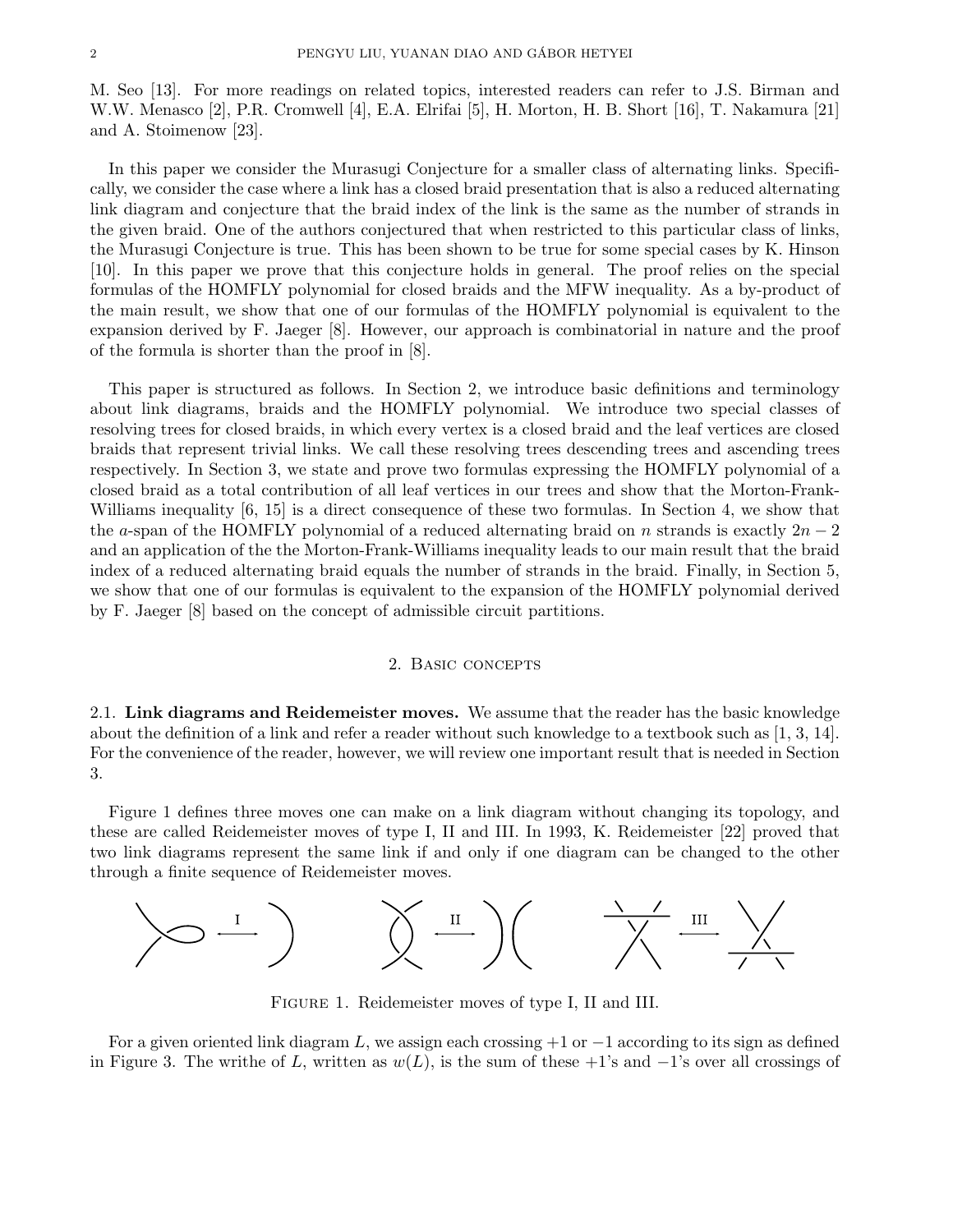M. Seo [13]. For more readings on related topics, interested readers can refer to J.S. Birman and W.W. Menasco [2], P.R. Cromwell [4], E.A. Elrifai [5], H. Morton, H. B. Short [16], T. Nakamura [21] and A. Stoimenow [23].

In this paper we consider the Murasugi Conjecture for a smaller class of alternating links. Specifically, we consider the case where a link has a closed braid presentation that is also a reduced alternating link diagram and conjecture that the braid index of the link is the same as the number of strands in the given braid. One of the authors conjectured that when restricted to this particular class of links, the Murasugi Conjecture is true. This has been shown to be true for some special cases by K. Hinson [10]. In this paper we prove that this conjecture holds in general. The proof relies on the special formulas of the HOMFLY polynomial for closed braids and the MFW inequality. As a by-product of the main result, we show that one of our formulas of the HOMFLY polynomial is equivalent to the expansion derived by F. Jaeger [8]. However, our approach is combinatorial in nature and the proof of the formula is shorter than the proof in [8].

This paper is structured as follows. In Section 2, we introduce basic definitions and terminology about link diagrams, braids and the HOMFLY polynomial. We introduce two special classes of resolving trees for closed braids, in which every vertex is a closed braid and the leaf vertices are closed braids that represent trivial links. We call these resolving trees descending trees and ascending trees respectively. In Section 3, we state and prove two formulas expressing the HOMFLY polynomial of a closed braid as a total contribution of all leaf vertices in our trees and show that the Morton-Frank-Williams inequality [6, 15] is a direct consequence of these two formulas. In Section 4, we show that the $a$-span of the HOMFLY polynomial of a reduced alternating braid on $n$ strands is exactly $2n-2$ and an application of the the Morton-Frank-Williams inequality leads to our main result that the braid index of a reduced alternating braid equals the number of strands in the braid. Finally, in Section 5, we show that one of our formulas is equivalent to the expansion of the HOMFLY polynomial derived by F. Jaeger [8] based on the concept of admissible circuit partitions.

## 2. Basic concepts

**2.1. Link diagrams and Reidemeister moves.** We assume that the reader has the basic knowledge about the definition of a link and refer a reader without such knowledge to a textbook such as [1, 3, 14]. For the convenience of the reader, however, we will review one important result that is needed in Section 3.

Figure 1 defines three moves one can make on a link diagram without changing its topology, and these are called Reidemeister moves of type I, II and III. In 1993, K. Reidemeister [22] proved that two link diagrams represent the same link if and only if one diagram can be changed to the other through a finite sequence of Reidemeister moves.

Figure 1. Reidemeister moves of type I, II and III.

For a given oriented link diagram $L$, we assign each crossing $+1$ or $-1$ according to its sign as defined in Figure 3. The writhe of $L$, written as $w(L)$, is the sum of these $+1$'s and $-1$'s over all crossings of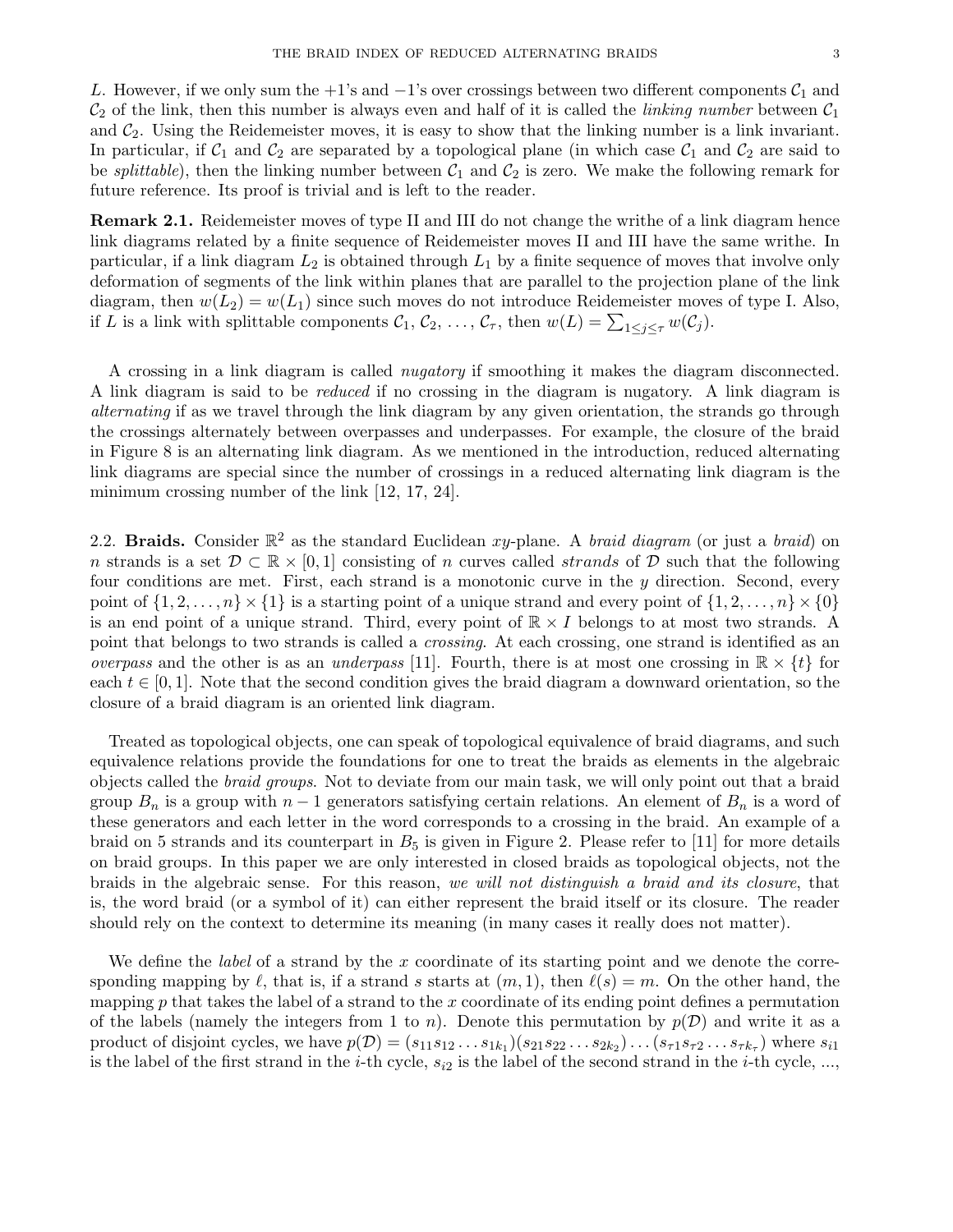$L$. However, if we only sum the $+1$'s and $-1$'s over crossings between two different components $\mathcal{C}_1$ and $\mathcal{C}_2$ of the link, then this number is always even and half of it is called the *linking number* between $\mathcal{C}_1$ and $\mathcal{C}_2$. Using the Reidemeister moves, it is easy to show that the linking number is a link invariant. In particular, if $\mathcal{C}_1$ and $\mathcal{C}_2$ are separated by a topological plane (in which case $\mathcal{C}_1$ and $\mathcal{C}_2$ are said to be *splittable*), then the linking number between $\mathcal{C}_1$ and $\mathcal{C}_2$ is zero. We make the following remark for future reference. Its proof is trivial and is left to the reader.

**Remark 2.1.** Reidemeister moves of type II and III do not change the writhe of a link diagram hence link diagrams related by a finite sequence of Reidemeister moves II and III have the same writhe. In particular, if a link diagram $L_2$ is obtained through $L_1$ by a finite sequence of moves that involve only deformation of segments of the link within planes that are parallel to the projection plane of the link diagram, then $w(L_2) = w(L_1)$ since such moves do not introduce Reidemeister moves of type I. Also, if $L$ is a link with splittable components $\mathcal{C}_1, \mathcal{C}_2, \ldots, \mathcal{C}_\tau$, then $w(L) = \sum_{1 \le j \le \tau} w(\mathcal{C}_j)$.

A crossing in a link diagram is called *nugatory* if smoothing it makes the diagram disconnected. A link diagram is said to be *reduced* if no crossing in the diagram is nugatory. A link diagram is *alternating* if as we travel through the link diagram by any given orientation, the strands go through the crossings alternately between overpasses and underpasses. For example, the closure of the braid in Figure 8 is an alternating link diagram. As we mentioned in the introduction, reduced alternating link diagrams are special since the number of crossings in a reduced alternating link diagram is the minimum crossing number of the link [12, 17, 24].

2.2. **Braids.** Consider $\mathbb{R}^2$ as the standard Euclidean $xy$-plane. A *braid diagram* (or just a *braid*) on $n$ strands is a set $\mathcal{D} \subset \mathbb{R} \times [0,1]$ consisting of $n$ curves called *strands* of $\mathcal{D}$ such that the following four conditions are met. First, each strand is a monotonic curve in the $y$ direction. Second, every point of $\{1, 2, \ldots, n\} \times \{1\}$ is a starting point of a unique strand and every point of $\{1, 2, \ldots, n\} \times \{0\}$ is an end point of a unique strand. Third, every point of $\mathbb{R} \times I$ belongs to at most two strands. A point that belongs to two strands is called a *crossing*. At each crossing, one strand is identified as an *overpass* and the other is as an *underpass* [11]. Fourth, there is at most one crossing in $\mathbb{R} \times \{t\}$ for each $t \in [0,1]$. Note that the second condition gives the braid diagram a downward orientation, so the closure of a braid diagram is an oriented link diagram.

Treated as topological objects, one can speak of topological equivalence of braid diagrams, and such equivalence relations provide the foundations for one to treat the braids as elements in the algebraic objects called the *braid groups*. Not to deviate from our main task, we will only point out that a braid group $B_n$ is a group with $n-1$ generators satisfying certain relations. An element of $B_n$ is a word of these generators and each letter in the word corresponds to a crossing in the braid. An example of a braid on 5 strands and its counterpart in $B_5$ is given in Figure 2. Please refer to [11] for more details on braid groups. In this paper we are only interested in closed braids as topological objects, not the braids in the algebraic sense. For this reason, *we will not distinguish a braid and its closure*, that is, the word braid (or a symbol of it) can either represent the braid itself or its closure. The reader should rely on the context to determine its meaning (in many cases it really does not matter).

We define the *label* of a strand by the $x$ coordinate of its starting point and we denote the corresponding mapping by $\ell$, that is, if a strand $s$ starts at $(m, 1)$, then $\ell(s) = m$. On the other hand, the mapping $p$ that takes the label of a strand to the $x$ coordinate of its ending point defines a permutation of the labels (namely the integers from 1 to $n$). Denote this permutation by $p(\mathcal{D})$ and write it as a product of disjoint cycles, we have $p(\mathcal{D}) = (s_{11}s_{12}\ldots s_{1k_1})(s_{21}s_{22}\ldots s_{2k_2})\ldots(s_{\tau 1}s_{\tau 2}\ldots s_{\tau k_\tau})$ where $s_{i1}$ is the label of the first strand in the $i$-th cycle, $s_{i2}$ is the label of the second strand in the $i$-th cycle, ...,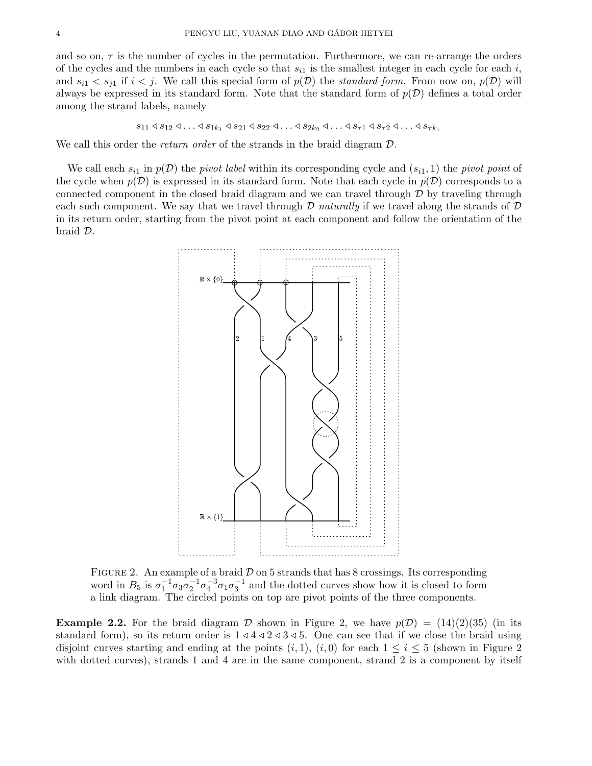and so on, $\tau$ is the number of cycles in the permutation. Furthermore, we can re-arrange the orders of the cycles and the numbers in each cycle so that $s_{i1}$ is the smallest integer in each cycle for each $i$, and $s_{i1} < s_{j1}$ if $i < j$. We call this special form of $p(\mathcal{D})$ the *standard form*. From now on, $p(\mathcal{D})$ will always be expressed in its standard form. Note that the standard form of $p(\mathcal{D})$ defines a total order among the strand labels, namely

$$s_{11} \lhd s_{12} \lhd \ldots \lhd s_{1k_1} \lhd s_{21} \lhd s_{22} \lhd \ldots \lhd s_{2k_2} \lhd \ldots \lhd s_{\tau 1} \lhd s_{\tau 2} \lhd \ldots \lhd s_{\tau k_\tau}$$

We call this order the *return order* of the strands in the braid diagram $\mathcal{D}$.

We call each $s_{i1}$ in $p(\mathcal{D})$ the *pivot label* within its corresponding cycle and $(s_{i1}, 1)$ the *pivot point* of the cycle when $p(\mathcal{D})$ is expressed in its standard form. Note that each cycle in $p(\mathcal{D})$ corresponds to a connected component in the closed braid diagram and we can travel through $\mathcal{D}$ by traveling through each such component. We say that we travel through $\mathcal{D}$ *naturally* if we travel along the strands of $\mathcal{D}$ in its return order, starting from the pivot point at each component and follow the orientation of the braid $\mathcal{D}$.

FIGURE 2. An example of a braid $\mathcal{D}$ on 5 strands that has 8 crossings. Its corresponding word in $B_5$ is $\sigma_1^{-1}\sigma_3\sigma_2^{-1}\sigma_4^{-3}\sigma_1\sigma_3^{-1}$ and the dotted curves show how it is closed to form a link diagram. The circled points on top are pivot points of the three components.

**Example 2.2.** For the braid diagram $\mathcal{D}$ shown in Figure 2, we have $p(\mathcal{D}) = (14)(2)(35)$ (in its standard form), so its return order is $1 \lhd 4 \lhd 2 \lhd 3 \lhd 5$. One can see that if we close the braid using disjoint curves starting and ending at the points $(i, 1)$, $(i, 0)$ for each $1 \leq i \leq 5$ (shown in Figure 2 with dotted curves), strands 1 and 4 are in the same component, strand 2 is a component by itself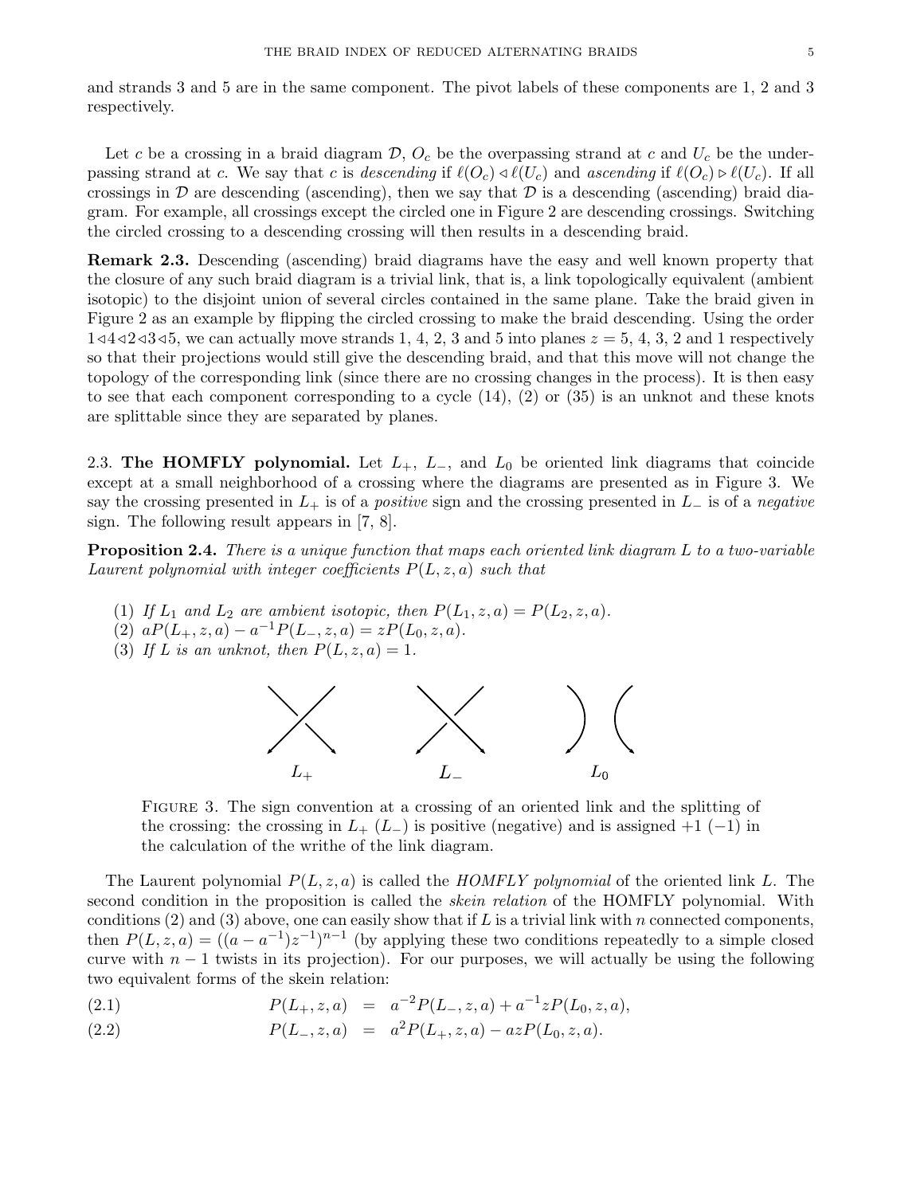and strands 3 and 5 are in the same component. The pivot labels of these components are 1, 2 and 3 respectively.

Let $c$ be a crossing in a braid diagram $\mathcal{D}$, $O_c$ be the overpassing strand at $c$ and $U_c$ be the underpassing strand at $c$. We say that $c$ is *descending* if $\ell(O_c) \triangleleft \ell(U_c)$ and *ascending* if $\ell(O_c) \triangleright \ell(U_c)$. If all crossings in $\mathcal{D}$ are descending (ascending), then we say that $\mathcal{D}$ is a descending (ascending) braid diagram. For example, all crossings except the circled one in Figure 2 are descending crossings. Switching the circled crossing to a descending crossing will then results in a descending braid.

**Remark 2.3.** Descending (ascending) braid diagrams have the easy and well known property that the closure of any such braid diagram is a trivial link, that is, a link topologically equivalent (ambient isotopic) to the disjoint union of several circles contained in the same plane. Take the braid given in Figure 2 as an example by flipping the circled crossing to make the braid descending. Using the order $1 \triangleleft 4 \triangleleft 2 \triangleleft 3 \triangleleft 5$, we can actually move strands 1, 4, 2, 3 and 5 into planes $z = 5$, 4, 3, 2 and 1 respectively so that their projections would still give the descending braid, and that this move will not change the topology of the corresponding link (since there are no crossing changes in the process). It is then easy to see that each component corresponding to a cycle (14), (2) or (35) is an unknot and these knots are splittable since they are separated by planes.

## 2.3. The HOMFLY polynomial.

Let $L_+$, $L_-$, and $L_0$ be oriented link diagrams that coincide except at a small neighborhood of a crossing where the diagrams are presented as in Figure 3. We say the crossing presented in $L_+$ is of a *positive* sign and the crossing presented in $L_-$ is of a *negative* sign. The following result appears in [7, 8].

**Proposition 2.4.** *There is a unique function that maps each oriented link diagram $L$ to a two-variable Laurent polynomial with integer coefficients $P(L, z, a)$ such that*

1. *If $L_1$ and $L_2$ are ambient isotopic, then $P(L_1, z, a) = P(L_2, z, a)$.*
2. *$aP(L_+, z, a) - a^{-1}P(L_-, z, a) = zP(L_0, z, a)$.*
3. *If $L$ is an unknot, then $P(L, z, a) = 1$.*

$L_+$ $\quad$ $L_-$ $\quad$ $L_0$

Figure 3. The sign convention at a crossing of an oriented link and the splitting of the crossing: the crossing in $L_+$ ($L_-$) is positive (negative) and is assigned $+1$ ($-1$) in the calculation of the writhe of the link diagram.

The Laurent polynomial $P(L, z, a)$ is called the *HOMFLY polynomial* of the oriented link $L$. The second condition in the proposition is called the *skein relation* of the HOMFLY polynomial. With conditions (2) and (3) above, one can easily show that if $L$ is a trivial link with $n$ connected components, then $P(L, z, a) = ((a - a^{-1})z^{-1})^{n-1}$ (by applying these two conditions repeatedly to a simple closed curve with $n - 1$ twists in its projection). For our purposes, we will actually be using the following two equivalent forms of the skein relation:

$$P(L_+, z, a) = a^{-2}P(L_-, z, a) + a^{-1}zP(L_0, z, a), \tag{2.1}$$

$$P(L_-, z, a) = a^{2}P(L_+, z, a) - azP(L_0, z, a). \tag{2.2}$$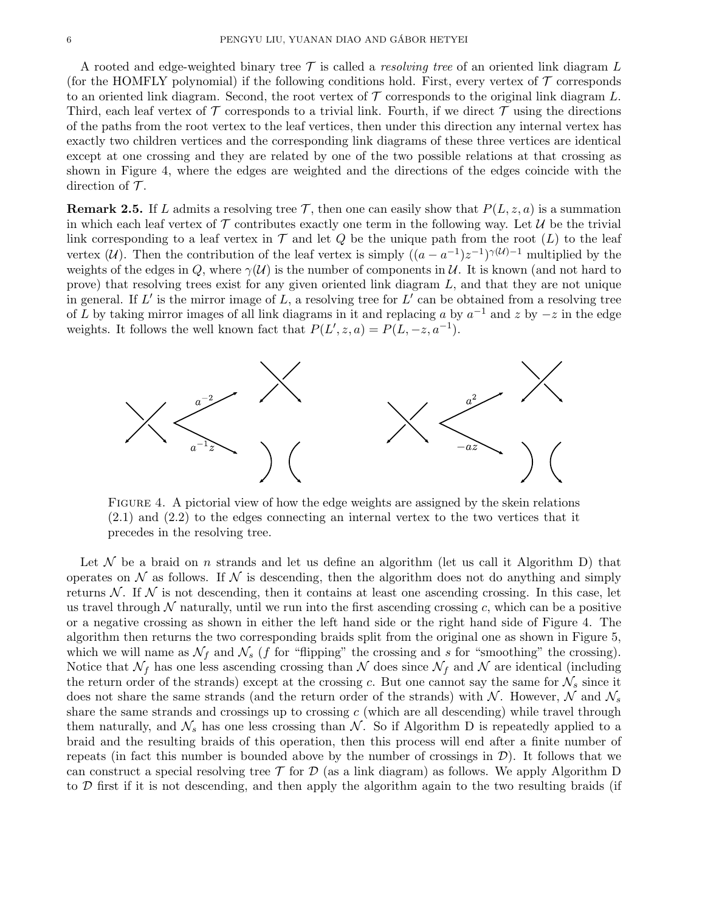A rooted and edge-weighted binary tree $\mathcal{T}$ is called a *resolving tree* of an oriented link diagram $L$ (for the HOMFLY polynomial) if the following conditions hold. First, every vertex of $\mathcal{T}$ corresponds to an oriented link diagram. Second, the root vertex of $\mathcal{T}$ corresponds to the original link diagram $L$. Third, each leaf vertex of $\mathcal{T}$ corresponds to a trivial link. Fourth, if we direct $\mathcal{T}$ using the directions of the paths from the root vertex to the leaf vertices, then under this direction any internal vertex has exactly two children vertices and the corresponding link diagrams of these three vertices are identical except at one crossing and they are related by one of the two possible relations at that crossing as shown in Figure 4, where the edges are weighted and the directions of the edges coincide with the direction of $\mathcal{T}$.

**Remark 2.5.** If $L$ admits a resolving tree $\mathcal{T}$, then one can easily show that $P(L, z, a)$ is a summation in which each leaf vertex of $\mathcal{T}$ contributes exactly one term in the following way. Let $\mathcal{U}$ be the trivial link corresponding to a leaf vertex in $\mathcal{T}$ and let $Q$ be the unique path from the root ($L$) to the leaf vertex ($\mathcal{U}$). Then the contribution of the leaf vertex is simply $((a - a^{-1})z^{-1})^{\gamma(\mathcal{U})-1}$ multiplied by the weights of the edges in $Q$, where $\gamma(\mathcal{U})$ is the number of components in $\mathcal{U}$. It is known (and not hard to prove) that resolving trees exist for any given oriented link diagram $L$, and that they are not unique in general. If $L'$ is the mirror image of $L$, a resolving tree for $L'$ can be obtained from a resolving tree of $L$ by taking mirror images of all link diagrams in it and replacing $a$ by $a^{-1}$ and $z$ by $-z$ in the edge weights. It follows the well known fact that $P(L', z, a) = P(L, -z, a^{-1})$.

FIGURE 4. A pictorial view of how the edge weights are assigned by the skein relations (2.1) and (2.2) to the edges connecting an internal vertex to the two vertices that it precedes in the resolving tree.

Let $\mathcal{N}$ be a braid on $n$ strands and let us define an algorithm (let us call it Algorithm D) that operates on $\mathcal{N}$ as follows. If $\mathcal{N}$ is descending, then the algorithm does not do anything and simply returns $\mathcal{N}$. If $\mathcal{N}$ is not descending, then it contains at least one ascending crossing. In this case, let us travel through $\mathcal{N}$ naturally, until we run into the first ascending crossing $c$, which can be a positive or a negative crossing as shown in either the left hand side or the right hand side of Figure 4. The algorithm then returns the two corresponding braids split from the original one as shown in Figure 5, which we will name as $\mathcal{N}_f$ and $\mathcal{N}_s$ ($f$ for "flipping" the crossing and $s$ for "smoothing" the crossing). Notice that $\mathcal{N}_f$ has one less ascending crossing than $\mathcal{N}$ does since $\mathcal{N}_f$ and $\mathcal{N}$ are identical (including the return order of the strands) except at the crossing $c$. But one cannot say the same for $\mathcal{N}_s$ since it does not share the same strands (and the return order of the strands) with $\mathcal{N}$. However, $\mathcal{N}$ and $\mathcal{N}_s$ share the same strands and crossings up to crossing $c$ (which are all descending) while travel through them naturally, and $\mathcal{N}_s$ has one less crossing than $\mathcal{N}$. So if Algorithm D is repeatedly applied to a braid and the resulting braids of this operation, then this process will end after a finite number of repeats (in fact this number is bounded above by the number of crossings in $\mathcal{D}$). It follows that we can construct a special resolving tree $\mathcal{T}$ for $\mathcal{D}$ (as a link diagram) as follows. We apply Algorithm D to $\mathcal{D}$ first if it is not descending, and then apply the algorithm again to the two resulting braids (if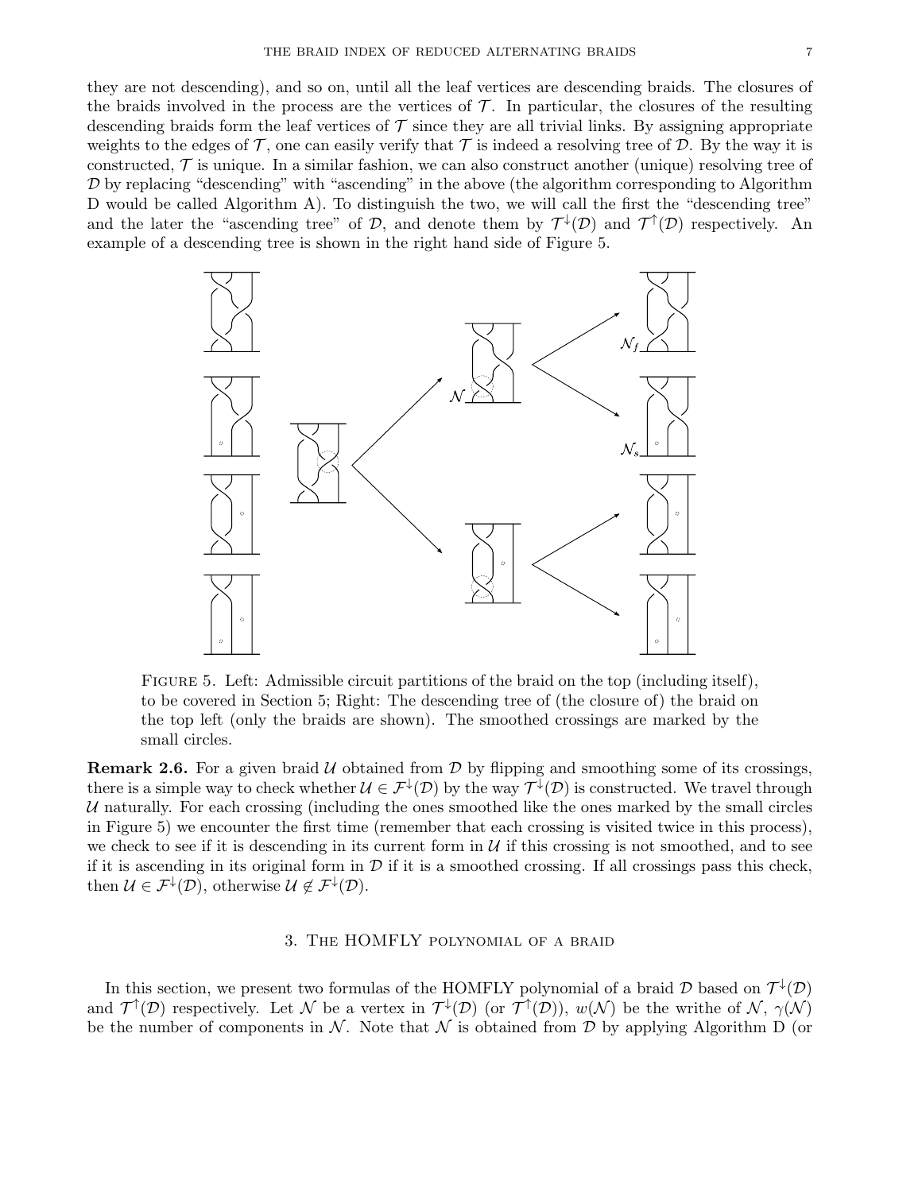they are not descending), and so on, until all the leaf vertices are descending braids. The closures of the braids involved in the process are the vertices of $\mathcal{T}$. In particular, the closures of the resulting descending braids form the leaf vertices of $\mathcal{T}$ since they are all trivial links. By assigning appropriate weights to the edges of $\mathcal{T}$, one can easily verify that $\mathcal{T}$ is indeed a resolving tree of $\mathcal{D}$. By the way it is constructed, $\mathcal{T}$ is unique. In a similar fashion, we can also construct another (unique) resolving tree of $\mathcal{D}$ by replacing "descending" with "ascending" in the above (the algorithm corresponding to Algorithm D would be called Algorithm A). To distinguish the two, we will call the first the "descending tree" and the later the "ascending tree" of $\mathcal{D}$, and denote them by $\mathcal{T}^{\downarrow}(\mathcal{D})$ and $\mathcal{T}^{\uparrow}(\mathcal{D})$ respectively. An example of a descending tree is shown in the right hand side of Figure 5.

FIGURE 5. Left: Admissible circuit partitions of the braid on the top (including itself), to be covered in Section 5; Right: The descending tree of (the closure of) the braid on the top left (only the braids are shown). The smoothed crossings are marked by the small circles.

**Remark 2.6.** For a given braid $\mathcal{U}$ obtained from $\mathcal{D}$ by flipping and smoothing some of its crossings, there is a simple way to check whether $\mathcal{U} \in \mathcal{F}^{\downarrow}(\mathcal{D})$ by the way $\mathcal{T}^{\downarrow}(\mathcal{D})$ is constructed. We travel through $\mathcal{U}$ naturally. For each crossing (including the ones smoothed like the ones marked by the small circles in Figure 5) we encounter the first time (remember that each crossing is visited twice in this process), we check to see if it is descending in its current form in $\mathcal{U}$ if this crossing is not smoothed, and to see if it is ascending in its original form in $\mathcal{D}$ if it is a smoothed crossing. If all crossings pass this check, then $\mathcal{U} \in \mathcal{F}^{\downarrow}(\mathcal{D})$, otherwise $\mathcal{U} \notin \mathcal{F}^{\downarrow}(\mathcal{D})$.

## 3. The HOMFLY polynomial of a braid

In this section, we present two formulas of the HOMFLY polynomial of a braid $\mathcal{D}$ based on $\mathcal{T}^{\downarrow}(\mathcal{D})$ and $\mathcal{T}^{\uparrow}(\mathcal{D})$ respectively. Let $\mathcal{N}$ be a vertex in $\mathcal{T}^{\downarrow}(\mathcal{D})$ (or $\mathcal{T}^{\uparrow}(\mathcal{D})$), $w(\mathcal{N})$ be the writhe of $\mathcal{N}$, $\gamma(\mathcal{N})$ be the number of components in $\mathcal{N}$. Note that $\mathcal{N}$ is obtained from $\mathcal{D}$ by applying Algorithm D (or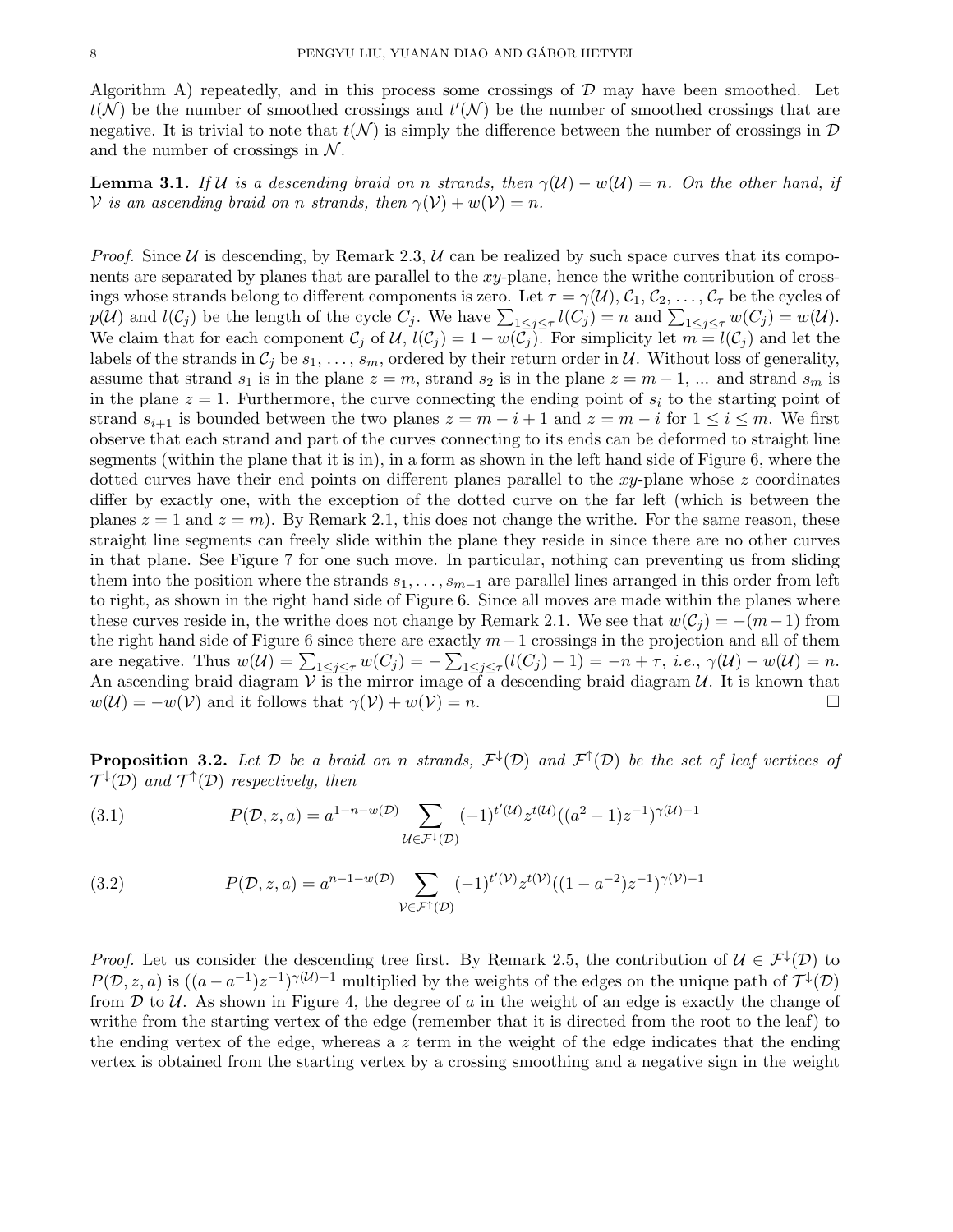Algorithm A) repeatedly, and in this process some crossings of $\mathcal{D}$ may have been smoothed. Let $t(\mathcal{N})$ be the number of smoothed crossings and $t'(\mathcal{N})$ be the number of smoothed crossings that are negative. It is trivial to note that $t(\mathcal{N})$ is simply the difference between the number of crossings in $\mathcal{D}$ and the number of crossings in $\mathcal{N}$.

**Lemma 3.1.** *If $\mathcal{U}$ is a descending braid on $n$ strands, then $\gamma(\mathcal{U}) - w(\mathcal{U}) = n$. On the other hand, if $\mathcal{V}$ is an ascending braid on $n$ strands, then $\gamma(\mathcal{V}) + w(\mathcal{V}) = n$.*

*Proof.* Since $\mathcal{U}$ is descending, by Remark 2.3, $\mathcal{U}$ can be realized by such space curves that its components are separated by planes that are parallel to the $xy$-plane, hence the writhe contribution of crossings whose strands belong to different components is zero. Let $\tau = \gamma(\mathcal{U})$, $\mathcal{C}_1, \mathcal{C}_2, \ldots, \mathcal{C}_\tau$ be the cycles of $p(\mathcal{U})$ and $l(\mathcal{C}_j)$ be the length of the cycle $C_j$. We have $\sum_{1\le j\le\tau} l(C_j) = n$ and $\sum_{1\le j\le\tau} w(C_j) = w(\mathcal{U})$. We claim that for each component $\mathcal{C}_j$ of $\mathcal{U}$, $l(\mathcal{C}_j) = 1 - w(\mathcal{C}_j)$. For simplicity let $m = l(\mathcal{C}_j)$ and let the labels of the strands in $\mathcal{C}_j$ be $s_1, \ldots, s_m$, ordered by their return order in $\mathcal{U}$. Without loss of generality, assume that strand $s_1$ is in the plane $z = m$, strand $s_2$ is in the plane $z = m-1$, ... and strand $s_m$ is in the plane $z = 1$. Furthermore, the curve connecting the ending point of $s_i$ to the starting point of strand $s_{i+1}$ is bounded between the two planes $z = m - i + 1$ and $z = m - i$ for $1 \le i \le m$. We first observe that each strand and part of the curves connecting to its ends can be deformed to straight line segments (within the plane that it is in), in a form as shown in the left hand side of Figure 6, where the dotted curves have their end points on different planes parallel to the $xy$-plane whose $z$ coordinates differ by exactly one, with the exception of the dotted curve on the far left (which is between the planes $z = 1$ and $z = m$). By Remark 2.1, this does not change the writhe. For the same reason, these straight line segments can freely slide within the plane they reside in since there are no other curves in that plane. See Figure 7 for one such move. In particular, nothing can preventing us from sliding them into the position where the strands $s_1, \ldots, s_{m-1}$ are parallel lines arranged in this order from left to right, as shown in the right hand side of Figure 6. Since all moves are made within the planes where these curves reside in, the writhe does not change by Remark 2.1. We see that $w(\mathcal{C}_j) = -(m-1)$ from the right hand side of Figure 6 since there are exactly $m-1$ crossings in the projection and all of them are negative. Thus $w(\mathcal{U}) = \sum_{1\le j\le\tau} w(C_j) = -\sum_{1\le j\le\tau}(l(C_j) - 1) = -n + \tau$, *i.e.*, $\gamma(\mathcal{U}) - w(\mathcal{U}) = n$. An ascending braid diagram $\mathcal{V}$ is the mirror image of a descending braid diagram $\mathcal{U}$. It is known that $w(\mathcal{U}) = -w(\mathcal{V})$ and it follows that $\gamma(\mathcal{V}) + w(\mathcal{V}) = n$. $\square$

**Proposition 3.2.** *Let $\mathcal{D}$ be a braid on $n$ strands, $\mathcal{F}^\downarrow(\mathcal{D})$ and $\mathcal{F}^\uparrow(\mathcal{D})$ be the set of leaf vertices of $\mathcal{T}^\downarrow(\mathcal{D})$ and $\mathcal{T}^\uparrow(\mathcal{D})$ respectively, then*

$$P(\mathcal{D}, z, a) = a^{1-n-w(\mathcal{D})} \sum_{\mathcal{U}\in\mathcal{F}^\downarrow(\mathcal{D})} (-1)^{t'(\mathcal{U})} z^{t(\mathcal{U})} ((a^2-1)z^{-1})^{\gamma(\mathcal{U})-1} \tag{3.1}$$

$$P(\mathcal{D}, z, a) = a^{n-1-w(\mathcal{D})} \sum_{\mathcal{V}\in\mathcal{F}^\uparrow(\mathcal{D})} (-1)^{t'(\mathcal{V})} z^{t(\mathcal{V})} ((1-a^{-2})z^{-1})^{\gamma(\mathcal{V})-1} \tag{3.2}$$

*Proof.* Let us consider the descending tree first. By Remark 2.5, the contribution of $\mathcal{U} \in \mathcal{F}^\downarrow(\mathcal{D})$ to $P(\mathcal{D}, z, a)$ is $((a - a^{-1})z^{-1})^{\gamma(\mathcal{U})-1}$ multiplied by the weights of the edges on the unique path of $\mathcal{T}^\downarrow(\mathcal{D})$ from $\mathcal{D}$ to $\mathcal{U}$. As shown in Figure 4, the degree of $a$ in the weight of an edge is exactly the change of writhe from the starting vertex of the edge (remember that it is directed from the root to the leaf) to the ending vertex of the edge, whereas a $z$ term in the weight of the edge indicates that the ending vertex is obtained from the starting vertex by a crossing smoothing and a negative sign in the weight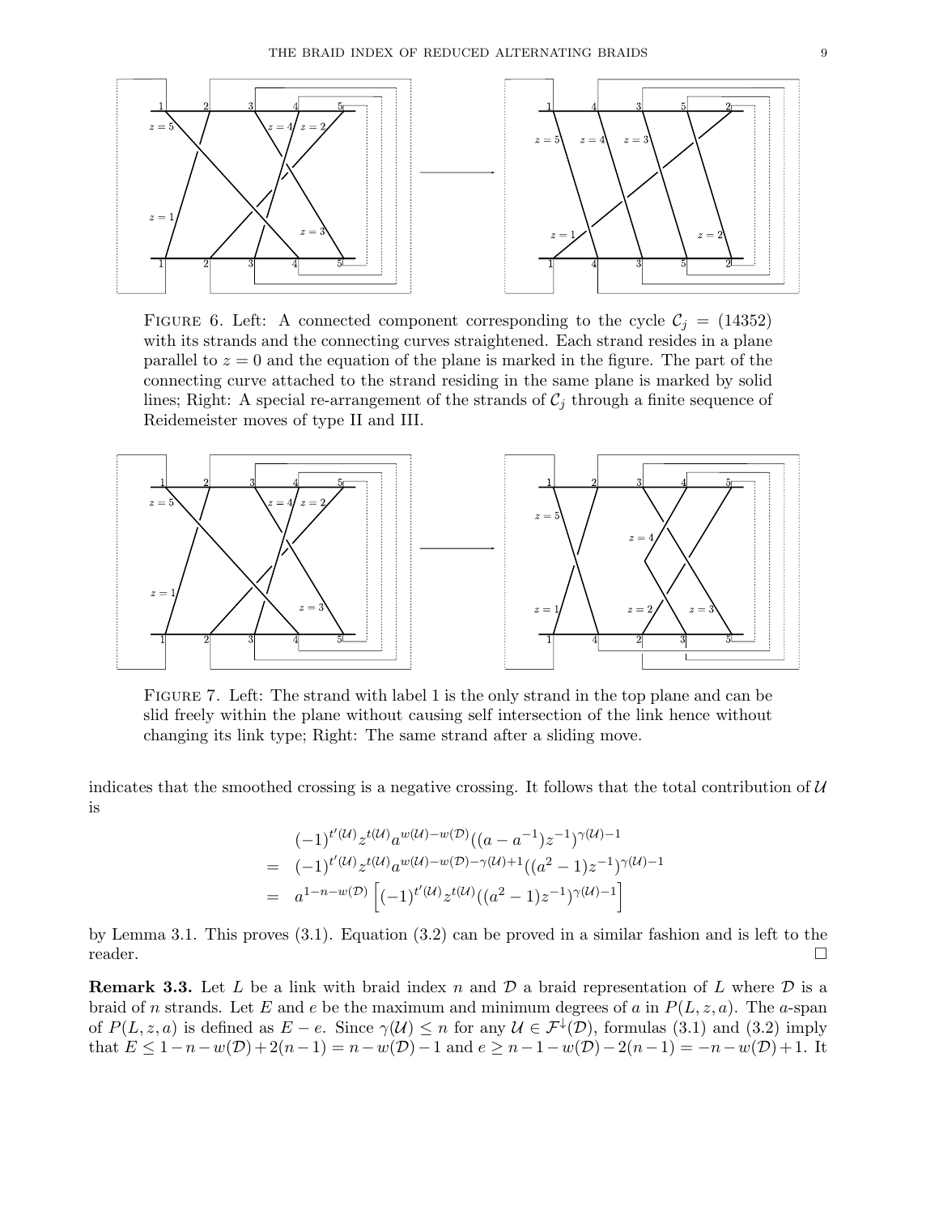FIGURE 6. Left: A connected component corresponding to the cycle $\mathcal{C}_j = (14352)$ with its strands and the connecting curves straightened. Each strand resides in a plane parallel to $z = 0$ and the equation of the plane is marked in the figure. The part of the connecting curve attached to the strand residing in the same plane is marked by solid lines; Right: A special re-arrangement of the strands of $\mathcal{C}_j$ through a finite sequence of Reidemeister moves of type II and III.

FIGURE 7. Left: The strand with label 1 is the only strand in the top plane and can be slid freely within the plane without causing self intersection of the link hence without changing its link type; Right: The same strand after a sliding move.

indicates that the smoothed crossing is a negative crossing. It follows that the total contribution of $\mathcal{U}$ is

$$
\begin{aligned}
& (-1)^{t'(\mathcal{U})} z^{t(\mathcal{U})} a^{w(\mathcal{U})-w(\mathcal{D})}((a-a^{-1})z^{-1})^{\gamma(\mathcal{U})-1} \\
= \; & (-1)^{t'(\mathcal{U})} z^{t(\mathcal{U})} a^{w(\mathcal{U})-w(\mathcal{D})-\gamma(\mathcal{U})+1}((a^2-1)z^{-1})^{\gamma(\mathcal{U})-1} \\
= \; & a^{1-n-w(\mathcal{D})}\left[(-1)^{t'(\mathcal{U})} z^{t(\mathcal{U})}((a^2-1)z^{-1})^{\gamma(\mathcal{U})-1}\right]
\end{aligned}
$$

by Lemma 3.1. This proves (3.1). Equation (3.2) can be proved in a similar fashion and is left to the reader. □

**Remark 3.3.** Let $L$ be a link with braid index $n$ and $\mathcal{D}$ a braid representation of $L$ where $\mathcal{D}$ is a braid of $n$ strands. Let $E$ and $e$ be the maximum and minimum degrees of $a$ in $P(L, z, a)$. The $a$-span of $P(L, z, a)$ is defined as $E - e$. Since $\gamma(\mathcal{U}) \leq n$ for any $\mathcal{U} \in \mathcal{F}^{\downarrow}(\mathcal{D})$, formulas (3.1) and (3.2) imply that $E \leq 1 - n - w(\mathcal{D}) + 2(n-1) = n - w(\mathcal{D}) - 1$ and $e \geq n - 1 - w(\mathcal{D}) - 2(n-1) = -n - w(\mathcal{D}) + 1$. It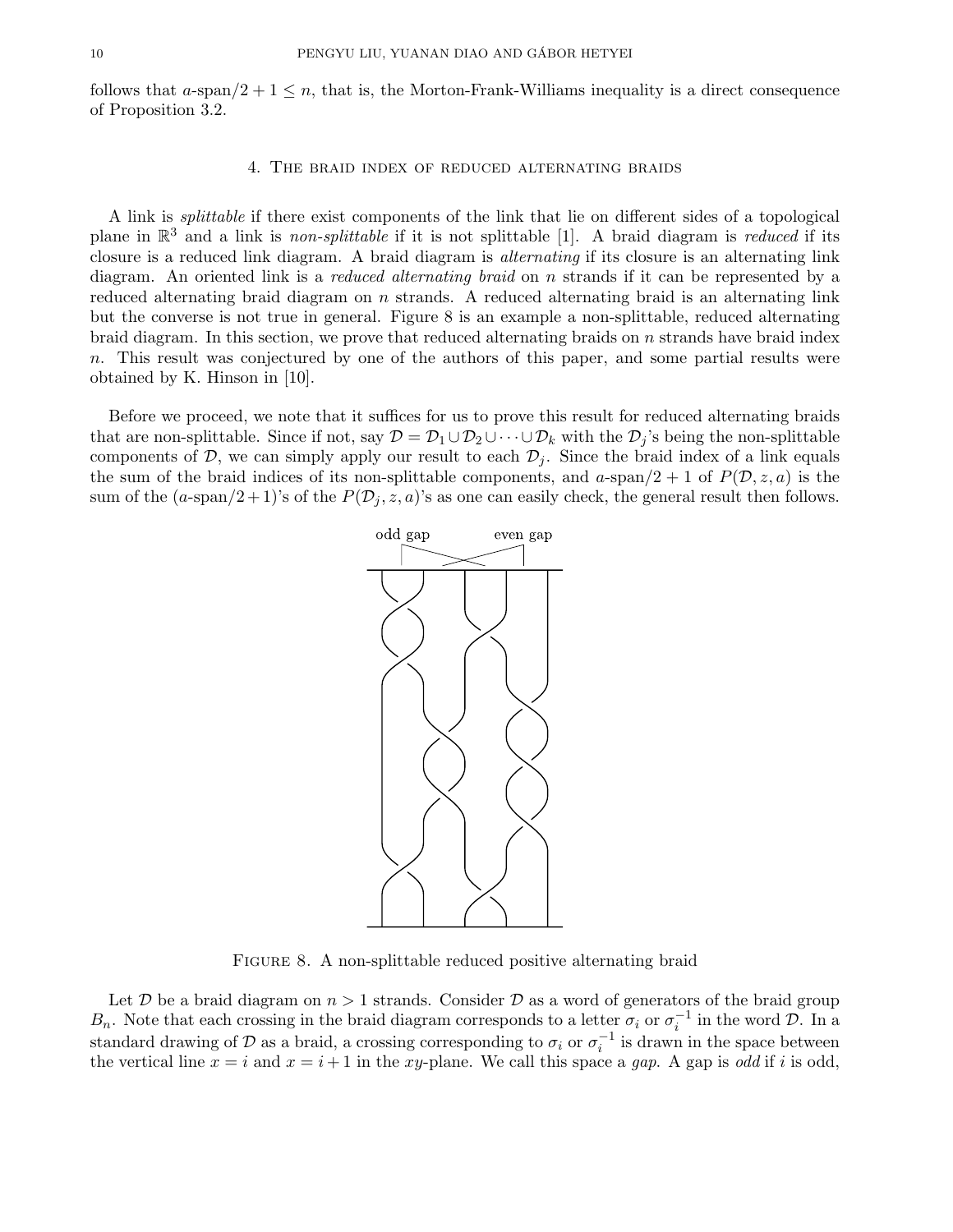follows that $a$-span$/2 + 1 \leq n$, that is, the Morton-Frank-Williams inequality is a direct consequence of Proposition 3.2.

## 4. The braid index of reduced alternating braids

A link is *splittable* if there exist components of the link that lie on different sides of a topological plane in $\mathbb{R}^3$ and a link is *non-splittable* if it is not splittable [1]. A braid diagram is *reduced* if its closure is a reduced link diagram. A braid diagram is *alternating* if its closure is an alternating link diagram. An oriented link is a *reduced alternating braid* on $n$ strands if it can be represented by a reduced alternating braid diagram on $n$ strands. A reduced alternating braid is an alternating link but the converse is not true in general. Figure 8 is an example a non-splittable, reduced alternating braid diagram. In this section, we prove that reduced alternating braids on $n$ strands have braid index $n$. This result was conjectured by one of the authors of this paper, and some partial results were obtained by K. Hinson in [10].

Before we proceed, we note that it suffices for us to prove this result for reduced alternating braids that are non-splittable. Since if not, say $\mathcal{D} = \mathcal{D}_1 \cup \mathcal{D}_2 \cup \cdots \cup \mathcal{D}_k$ with the $\mathcal{D}_j$'s being the non-splittable components of $\mathcal{D}$, we can simply apply our result to each $\mathcal{D}_j$. Since the braid index of a link equals the sum of the braid indices of its non-splittable components, and $a$-span$/2+1$ of $P(\mathcal{D}, z, a)$ is the sum of the ($a$-span$/2+1$)'s of the $P(\mathcal{D}_j, z, a)$'s as one can easily check, the general result then follows.

odd gap even gap

Figure 8. A non-splittable reduced positive alternating braid

Let $\mathcal{D}$ be a braid diagram on $n > 1$ strands. Consider $\mathcal{D}$ as a word of generators of the braid group $B_n$. Note that each crossing in the braid diagram corresponds to a letter $\sigma_i$ or $\sigma_i^{-1}$ in the word $\mathcal{D}$. In a standard drawing of $\mathcal{D}$ as a braid, a crossing corresponding to $\sigma_i$ or $\sigma_i^{-1}$ is drawn in the space between the vertical line $x = i$ and $x = i + 1$ in the $xy$-plane. We call this space a *gap*. A gap is *odd* if $i$ is odd,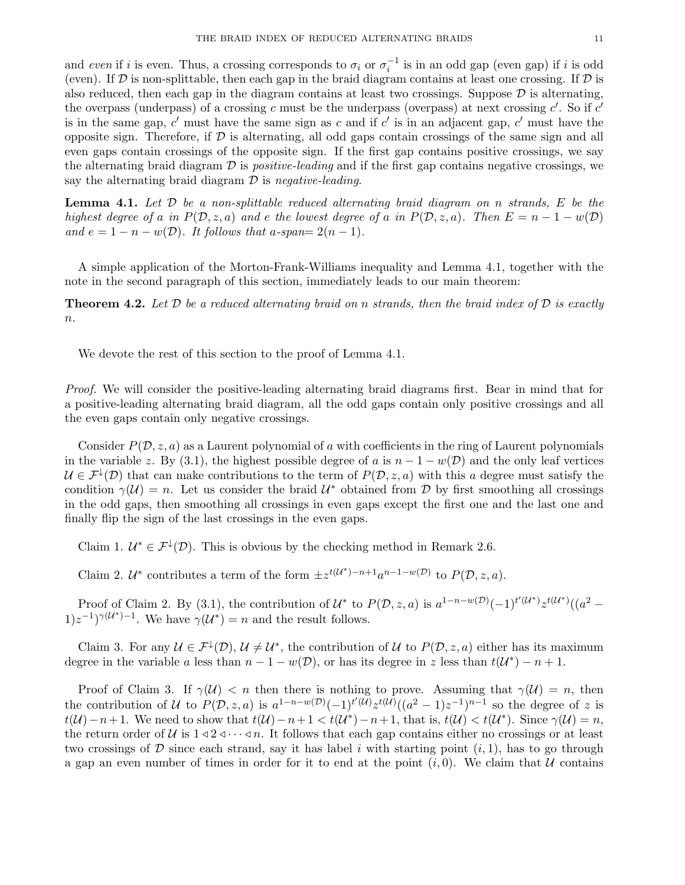and *even* if $i$ is even. Thus, a crossing corresponds to $\sigma_i$ or $\sigma_i^{-1}$ is in an odd gap (even gap) if $i$ is odd (even). If $\mathcal{D}$ is non-splittable, then each gap in the braid diagram contains at least one crossing. If $\mathcal{D}$ is also reduced, then each gap in the diagram contains at least two crossings. Suppose $\mathcal{D}$ is alternating, the overpass (underpass) of a crossing $c$ must be the underpass (overpass) at next crossing $c'$. So if $c'$ is in the same gap, $c'$ must have the same sign as $c$ and if $c'$ is in an adjacent gap, $c'$ must have the opposite sign. Therefore, if $\mathcal{D}$ is alternating, all odd gaps contain crossings of the same sign and all even gaps contain crossings of the opposite sign. If the first gap contains positive crossings, we say the alternating braid diagram $\mathcal{D}$ is *positive-leading* and if the first gap contains negative crossings, we say the alternating braid diagram $\mathcal{D}$ is *negative-leading*.

**Lemma 4.1.** *Let $\mathcal{D}$ be a non-splittable reduced alternating braid diagram on $n$ strands, $E$ be the highest degree of $a$ in $P(\mathcal{D}, z, a)$ and $e$ the lowest degree of $a$ in $P(\mathcal{D}, z, a)$. Then $E = n - 1 - w(\mathcal{D})$ and $e = 1 - n - w(\mathcal{D})$. It follows that $a$-span$= 2(n - 1)$.*

A simple application of the Morton-Frank-Williams inequality and Lemma 4.1, together with the note in the second paragraph of this section, immediately leads to our main theorem:

**Theorem 4.2.** *Let $\mathcal{D}$ be a reduced alternating braid on $n$ strands, then the braid index of $\mathcal{D}$ is exactly $n$.*

We devote the rest of this section to the proof of Lemma 4.1.

*Proof.* We will consider the positive-leading alternating braid diagrams first. Bear in mind that for a positive-leading alternating braid diagram, all the odd gaps contain only positive crossings and all the even gaps contain only negative crossings.

Consider $P(\mathcal{D}, z, a)$ as a Laurent polynomial of $a$ with coefficients in the ring of Laurent polynomials in the variable $z$. By (3.1), the highest possible degree of $a$ is $n - 1 - w(\mathcal{D})$ and the only leaf vertices $\mathcal{U} \in \mathcal{F}^{\downarrow}(\mathcal{D})$ that can make contributions to the term of $P(\mathcal{D}, z, a)$ with this $a$ degree must satisfy the condition $\gamma(\mathcal{U}) = n$. Let us consider the braid $\mathcal{U}^*$ obtained from $\mathcal{D}$ by first smoothing all crossings in the odd gaps, then smoothing all crossings in even gaps except the first one and the last one and finally flip the sign of the last crossings in the even gaps.

Claim 1. $\mathcal{U}^* \in \mathcal{F}^{\downarrow}(\mathcal{D})$. This is obvious by the checking method in Remark 2.6.

Claim 2. $\mathcal{U}^*$ contributes a term of the form $\pm z^{t(\mathcal{U}^*)-n+1} a^{n-1-w(\mathcal{D})}$ to $P(\mathcal{D}, z, a)$.

Proof of Claim 2. By (3.1), the contribution of $\mathcal{U}^*$ to $P(\mathcal{D}, z, a)$ is $a^{1-n-w(\mathcal{D})}(-1)^{t'(\mathcal{U}^*)} z^{t(\mathcal{U}^*)}((a^2 - 1)z^{-1})^{\gamma(\mathcal{U}^*)-1}$. We have $\gamma(\mathcal{U}^*) = n$ and the result follows.

Claim 3. For any $\mathcal{U} \in \mathcal{F}^{\downarrow}(\mathcal{D})$, $\mathcal{U} \neq \mathcal{U}^*$, the contribution of $\mathcal{U}$ to $P(\mathcal{D}, z, a)$ either has its maximum degree in the variable $a$ less than $n - 1 - w(\mathcal{D})$, or has its degree in $z$ less than $t(\mathcal{U}^*) - n + 1$.

Proof of Claim 3. If $\gamma(\mathcal{U}) < n$ then there is nothing to prove. Assuming that $\gamma(\mathcal{U}) = n$, then the contribution of $\mathcal{U}$ to $P(\mathcal{D}, z, a)$ is $a^{1-n-w(\mathcal{D})}(-1)^{t'(\mathcal{U})} z^{t(\mathcal{U})}((a^2 - 1)z^{-1})^{n-1}$ so the degree of $z$ is $t(\mathcal{U}) - n + 1$. We need to show that $t(\mathcal{U}) - n + 1 < t(\mathcal{U}^*) - n + 1$, that is, $t(\mathcal{U}) < t(\mathcal{U}^*)$. Since $\gamma(\mathcal{U}) = n$, the return order of $\mathcal{U}$ is $1 \lhd 2 \lhd \cdots \lhd n$. It follows that each gap contains either no crossings or at least two crossings of $\mathcal{D}$ since each strand, say it has label $i$ with starting point $(i, 1)$, has to go through a gap an even number of times in order for it to end at the point $(i, 0)$. We claim that $\mathcal{U}$ contains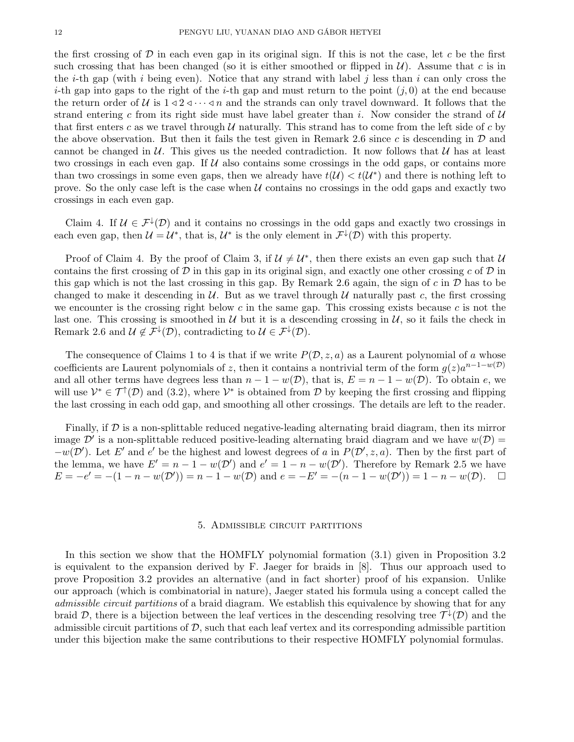the first crossing of $\mathcal{D}$ in each even gap in its original sign. If this is not the case, let $c$ be the first such crossing that has been changed (so it is either smoothed or flipped in $\mathcal{U}$). Assume that $c$ is in the $i$-th gap (with $i$ being even). Notice that any strand with label $j$ less than $i$ can only cross the $i$-th gap into gaps to the right of the $i$-th gap and must return to the point $(j, 0)$ at the end because the return order of $\mathcal{U}$ is $1 \lhd 2 \lhd \cdots \lhd n$ and the strands can only travel downward. It follows that the strand entering $c$ from its right side must have label greater than $i$. Now consider the strand of $\mathcal{U}$ that first enters $c$ as we travel through $\mathcal{U}$ naturally. This strand has to come from the left side of $c$ by the above observation. But then it fails the test given in Remark 2.6 since $c$ is descending in $\mathcal{D}$ and cannot be changed in $\mathcal{U}$. This gives us the needed contradiction. It now follows that $\mathcal{U}$ has at least two crossings in each even gap. If $\mathcal{U}$ also contains some crossings in the odd gaps, or contains more than two crossings in some even gaps, then we already have $t(\mathcal{U}) < t(\mathcal{U}^*)$ and there is nothing left to prove. So the only case left is the case when $\mathcal{U}$ contains no crossings in the odd gaps and exactly two crossings in each even gap.

Claim 4. If $\mathcal{U} \in \mathcal{F}^{\downarrow}(\mathcal{D})$ and it contains no crossings in the odd gaps and exactly two crossings in each even gap, then $\mathcal{U} = \mathcal{U}^*$, that is, $\mathcal{U}^*$ is the only element in $\mathcal{F}^{\downarrow}(\mathcal{D})$ with this property.

Proof of Claim 4. By the proof of Claim 3, if $\mathcal{U} \neq \mathcal{U}^*$, then there exists an even gap such that $\mathcal{U}$ contains the first crossing of $\mathcal{D}$ in this gap in its original sign, and exactly one other crossing $c$ of $\mathcal{D}$ in this gap which is not the last crossing in this gap. By Remark 2.6 again, the sign of $c$ in $\mathcal{D}$ has to be changed to make it descending in $\mathcal{U}$. But as we travel through $\mathcal{U}$ naturally past $c$, the first crossing we encounter is the crossing right below $c$ in the same gap. This crossing exists because $c$ is not the last one. This crossing is smoothed in $\mathcal{U}$ but it is a descending crossing in $\mathcal{U}$, so it fails the check in Remark 2.6 and $\mathcal{U} \notin \mathcal{F}^{\downarrow}(\mathcal{D})$, contradicting to $\mathcal{U} \in \mathcal{F}^{\downarrow}(\mathcal{D})$.

The consequence of Claims 1 to 4 is that if we write $P(\mathcal{D}, z, a)$ as a Laurent polynomial of $a$ whose coefficients are Laurent polynomials of $z$, then it contains a nontrivial term of the form $g(z)a^{n-1-w(\mathcal{D})}$ and all other terms have degrees less than $n-1-w(\mathcal{D})$, that is, $E = n-1-w(\mathcal{D})$. To obtain $e$, we will use $\mathcal{V}^* \in \mathcal{T}^{\uparrow}(\mathcal{D})$ and (3.2), where $\mathcal{V}^*$ is obtained from $\mathcal{D}$ by keeping the first crossing and flipping the last crossing in each odd gap, and smoothing all other crossings. The details are left to the reader.

Finally, if $\mathcal{D}$ is a non-splittable reduced negative-leading alternating braid diagram, then its mirror image $\mathcal{D}'$ is a non-splittable reduced positive-leading alternating braid diagram and we have $w(\mathcal{D}) = -w(\mathcal{D}')$. Let $E'$ and $e'$ be the highest and lowest degrees of $a$ in $P(\mathcal{D}', z, a)$. Then by the first part of the lemma, we have $E' = n-1-w(\mathcal{D}')$ and $e' = 1-n-w(\mathcal{D}')$. Therefore by Remark 2.5 we have $E = -e' = -(1-n-w(\mathcal{D}')) = n-1-w(\mathcal{D})$ and $e = -E' = -(n-1-w(\mathcal{D}')) = 1-n-w(\mathcal{D})$. $\square$

## 5. Admissible circuit partitions

In this section we show that the HOMFLY polynomial formation (3.1) given in Proposition 3.2 is equivalent to the expansion derived by F. Jaeger for braids in [8]. Thus our approach used to prove Proposition 3.2 provides an alternative (and in fact shorter) proof of his expansion. Unlike our approach (which is combinatorial in nature), Jaeger stated his formula using a concept called the *admissible circuit partitions* of a braid diagram. We establish this equivalence by showing that for any braid $\mathcal{D}$, there is a bijection between the leaf vertices in the descending resolving tree $\mathcal{T}^{\downarrow}(\mathcal{D})$ and the admissible circuit partitions of $\mathcal{D}$, such that each leaf vertex and its corresponding admissible partition under this bijection make the same contributions to their respective HOMFLY polynomial formulas.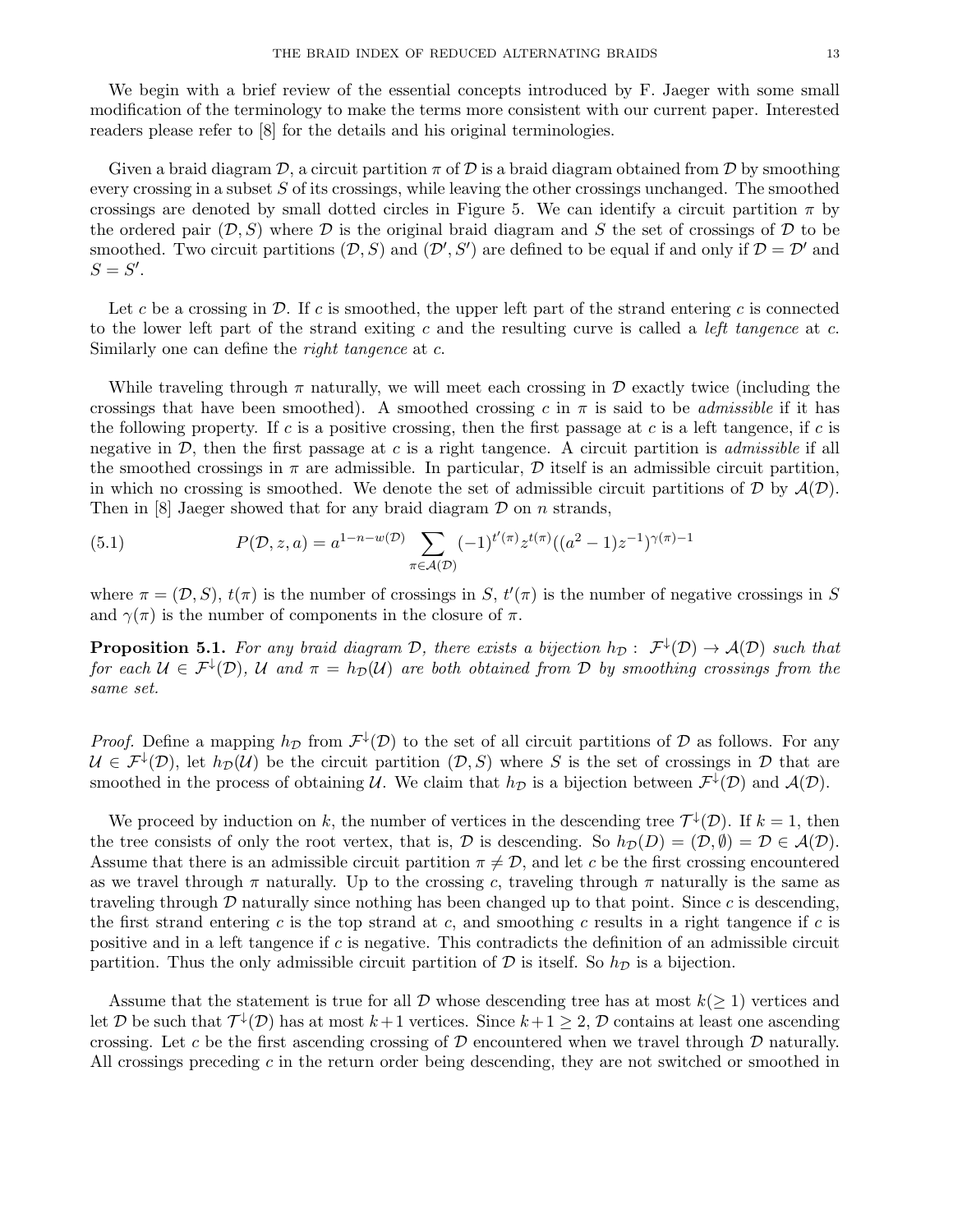We begin with a brief review of the essential concepts introduced by F. Jaeger with some small modification of the terminology to make the terms more consistent with our current paper. Interested readers please refer to [8] for the details and his original terminologies.

Given a braid diagram $\mathcal{D}$, a circuit partition $\pi$ of $\mathcal{D}$ is a braid diagram obtained from $\mathcal{D}$ by smoothing every crossing in a subset $S$ of its crossings, while leaving the other crossings unchanged. The smoothed crossings are denoted by small dotted circles in Figure 5. We can identify a circuit partition $\pi$ by the ordered pair $(\mathcal{D}, S)$ where $\mathcal{D}$ is the original braid diagram and $S$ the set of crossings of $\mathcal{D}$ to be smoothed. Two circuit partitions $(\mathcal{D}, S)$ and $(\mathcal{D}', S')$ are defined to be equal if and only if $\mathcal{D} = \mathcal{D}'$ and $S = S'$.

Let $c$ be a crossing in $\mathcal{D}$. If $c$ is smoothed, the upper left part of the strand entering $c$ is connected to the lower left part of the strand exiting $c$ and the resulting curve is called a *left tangence* at $c$. Similarly one can define the *right tangence* at $c$.

While traveling through $\pi$ naturally, we will meet each crossing in $\mathcal{D}$ exactly twice (including the crossings that have been smoothed). A smoothed crossing $c$ in $\pi$ is said to be *admissible* if it has the following property. If $c$ is a positive crossing, then the first passage at $c$ is a left tangence, if $c$ is negative in $\mathcal{D}$, then the first passage at $c$ is a right tangence. A circuit partition is *admissible* if all the smoothed crossings in $\pi$ are admissible. In particular, $\mathcal{D}$ itself is an admissible circuit partition, in which no crossing is smoothed. We denote the set of admissible circuit partitions of $\mathcal{D}$ by $\mathcal{A}(\mathcal{D})$. Then in [8] Jaeger showed that for any braid diagram $\mathcal{D}$ on $n$ strands,

$$P(\mathcal{D}, z, a) = a^{1-n-w(\mathcal{D})} \sum_{\pi \in \mathcal{A}(\mathcal{D})} (-1)^{t'(\pi)} z^{t(\pi)} ((a^2-1)z^{-1})^{\gamma(\pi)-1} \tag{5.1}$$

where $\pi = (\mathcal{D}, S)$, $t(\pi)$ is the number of crossings in $S$, $t'(\pi)$ is the number of negative crossings in $S$ and $\gamma(\pi)$ is the number of components in the closure of $\pi$.

**Proposition 5.1.** *For any braid diagram $\mathcal{D}$, there exists a bijection $h_{\mathcal{D}} : \mathcal{F}^{\downarrow}(\mathcal{D}) \to \mathcal{A}(\mathcal{D})$ such that for each $\mathcal{U} \in \mathcal{F}^{\downarrow}(\mathcal{D})$, $\mathcal{U}$ and $\pi = h_{\mathcal{D}}(\mathcal{U})$ are both obtained from $\mathcal{D}$ by smoothing crossings from the same set.*

*Proof.* Define a mapping $h_{\mathcal{D}}$ from $\mathcal{F}^{\downarrow}(\mathcal{D})$ to the set of all circuit partitions of $\mathcal{D}$ as follows. For any $\mathcal{U} \in \mathcal{F}^{\downarrow}(\mathcal{D})$, let $h_{\mathcal{D}}(\mathcal{U})$ be the circuit partition $(\mathcal{D}, S)$ where $S$ is the set of crossings in $\mathcal{D}$ that are smoothed in the process of obtaining $\mathcal{U}$. We claim that $h_{\mathcal{D}}$ is a bijection between $\mathcal{F}^{\downarrow}(\mathcal{D})$ and $\mathcal{A}(\mathcal{D})$.

We proceed by induction on $k$, the number of vertices in the descending tree $\mathcal{T}^{\downarrow}(\mathcal{D})$. If $k = 1$, then the tree consists of only the root vertex, that is, $\mathcal{D}$ is descending. So $h_{\mathcal{D}}(D) = (\mathcal{D}, \emptyset) = \mathcal{D} \in \mathcal{A}(\mathcal{D})$. Assume that there is an admissible circuit partition $\pi \neq \mathcal{D}$, and let $c$ be the first crossing encountered as we travel through $\pi$ naturally. Up to the crossing $c$, traveling through $\pi$ naturally is the same as traveling through $\mathcal{D}$ naturally since nothing has been changed up to that point. Since $c$ is descending, the first strand entering $c$ is the top strand at $c$, and smoothing $c$ results in a right tangence if $c$ is positive and in a left tangence if $c$ is negative. This contradicts the definition of an admissible circuit partition. Thus the only admissible circuit partition of $\mathcal{D}$ is itself. So $h_{\mathcal{D}}$ is a bijection.

Assume that the statement is true for all $\mathcal{D}$ whose descending tree has at most $k (\geq 1)$ vertices and let $\mathcal{D}$ be such that $\mathcal{T}^{\downarrow}(\mathcal{D})$ has at most $k+1$ vertices. Since $k+1 \geq 2$, $\mathcal{D}$ contains at least one ascending crossing. Let $c$ be the first ascending crossing of $\mathcal{D}$ encountered when we travel through $\mathcal{D}$ naturally. All crossings preceding $c$ in the return order being descending, they are not switched or smoothed in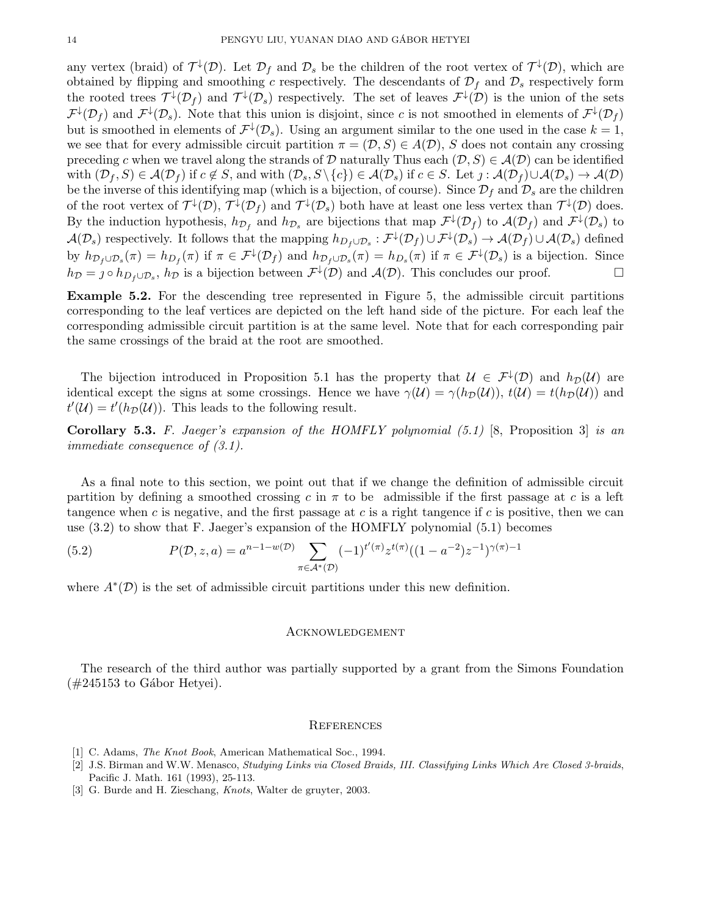any vertex (braid) of $\mathcal{T}^{\downarrow}(\mathcal{D})$. Let $\mathcal{D}_f$ and $\mathcal{D}_s$ be the children of the root vertex of $\mathcal{T}^{\downarrow}(\mathcal{D})$, which are obtained by flipping and smoothing $c$ respectively. The descendants of $\mathcal{D}_f$ and $\mathcal{D}_s$ respectively form the rooted trees $\mathcal{T}^{\downarrow}(\mathcal{D}_f)$ and $\mathcal{T}^{\downarrow}(\mathcal{D}_s)$ respectively. The set of leaves $\mathcal{F}^{\downarrow}(\mathcal{D})$ is the union of the sets $\mathcal{F}^{\downarrow}(\mathcal{D}_f)$ and $\mathcal{F}^{\downarrow}(\mathcal{D}_s)$. Note that this union is disjoint, since $c$ is not smoothed in elements of $\mathcal{F}^{\downarrow}(\mathcal{D}_f)$ but is smoothed in elements of $\mathcal{F}^{\downarrow}(\mathcal{D}_s)$. Using an argument similar to the one used in the case $k = 1$, we see that for every admissible circuit partition $\pi = (\mathcal{D}, S) \in A(\mathcal{D})$, $S$ does not contain any crossing preceding $c$ when we travel along the strands of $\mathcal{D}$ naturally Thus each $(\mathcal{D}, S) \in \mathcal{A}(\mathcal{D})$ can be identified with $(\mathcal{D}_f, S) \in \mathcal{A}(\mathcal{D}_f)$ if $c \notin S$, and with $(\mathcal{D}_s, S \setminus \{c\}) \in \mathcal{A}(\mathcal{D}_s)$ if $c \in S$. Let $\jmath : \mathcal{A}(\mathcal{D}_f) \cup \mathcal{A}(\mathcal{D}_s) \to \mathcal{A}(\mathcal{D})$ be the inverse of this identifying map (which is a bijection, of course). Since $\mathcal{D}_f$ and $\mathcal{D}_s$ are the children of the root vertex of $\mathcal{T}^{\downarrow}(\mathcal{D})$, $\mathcal{T}^{\downarrow}(\mathcal{D}_f)$ and $\mathcal{T}^{\downarrow}(\mathcal{D}_s)$ both have at least one less vertex than $\mathcal{T}^{\downarrow}(\mathcal{D})$ does. By the induction hypothesis, $h_{\mathcal{D}_f}$ and $h_{\mathcal{D}_s}$ are bijections that map $\mathcal{F}^{\downarrow}(\mathcal{D}_f)$ to $\mathcal{A}(\mathcal{D}_f)$ and $\mathcal{F}^{\downarrow}(\mathcal{D}_s)$ to $\mathcal{A}(\mathcal{D}_s)$ respectively. It follows that the mapping $h_{D_f \cup \mathcal{D}_s} : \mathcal{F}^{\downarrow}(\mathcal{D}_f) \cup \mathcal{F}^{\downarrow}(\mathcal{D}_s) \to \mathcal{A}(\mathcal{D}_f) \cup \mathcal{A}(\mathcal{D}_s)$ defined by $h_{\mathcal{D}_f \cup \mathcal{D}_s}(\pi) = h_{D_f}(\pi)$ if $\pi \in \mathcal{F}^{\downarrow}(\mathcal{D}_f)$ and $h_{\mathcal{D}_f \cup \mathcal{D}_s}(\pi) = h_{D_s}(\pi)$ if $\pi \in \mathcal{F}^{\downarrow}(\mathcal{D}_s)$ is a bijection. Since $h_{\mathcal{D}} = \jmath \circ h_{D_f \cup \mathcal{D}_s}$, $h_{\mathcal{D}}$ is a bijection between $\mathcal{F}^{\downarrow}(\mathcal{D})$ and $\mathcal{A}(\mathcal{D})$. This concludes our proof. □

**Example 5.2.** For the descending tree represented in Figure 5, the admissible circuit partitions corresponding to the leaf vertices are depicted on the left hand side of the picture. For each leaf the corresponding admissible circuit partition is at the same level. Note that for each corresponding pair the same crossings of the braid at the root are smoothed.

The bijection introduced in Proposition 5.1 has the property that $\mathcal{U} \in \mathcal{F}^{\downarrow}(\mathcal{D})$ and $h_{\mathcal{D}}(\mathcal{U})$ are identical except the signs at some crossings. Hence we have $\gamma(\mathcal{U}) = \gamma(h_{\mathcal{D}}(\mathcal{U}))$, $t(\mathcal{U}) = t(h_{\mathcal{D}}(\mathcal{U}))$ and $t'(\mathcal{U}) = t'(h_{\mathcal{D}}(\mathcal{U}))$. This leads to the following result.

**Corollary 5.3.** *F. Jaeger's expansion of the HOMFLY polynomial (5.1)* [8, Proposition 3] *is an immediate consequence of (3.1).*

As a final note to this section, we point out that if we change the definition of admissible circuit partition by defining a smoothed crossing $c$ in $\pi$ to be admissible if the first passage at $c$ is a left tangence when $c$ is negative, and the first passage at $c$ is a right tangence if $c$ is positive, then we can use (3.2) to show that F. Jaeger's expansion of the HOMFLY polynomial (5.1) becomes

$$P(\mathcal{D}, z, a) = a^{n-1-w(\mathcal{D})} \sum_{\pi \in \mathcal{A}^*(\mathcal{D})} (-1)^{t'(\pi)} z^{t(\pi)} ((1 - a^{-2}) z^{-1})^{\gamma(\pi)-1} \tag{5.2}$$

where $A^*(\mathcal{D})$ is the set of admissible circuit partitions under this new definition.

## Acknowledgement

The research of the third author was partially supported by a grant from the Simons Foundation (#245153 to Gábor Hetyei).

## References

[1] C. Adams, *The Knot Book*, American Mathematical Soc., 1994.

[2] J.S. Birman and W.W. Menasco, *Studying Links via Closed Braids, III. Classifying Links Which Are Closed 3-braids*, Pacific J. Math. 161 (1993), 25-113.

[3] G. Burde and H. Zieschang, *Knots*, Walter de gruyter, 2003.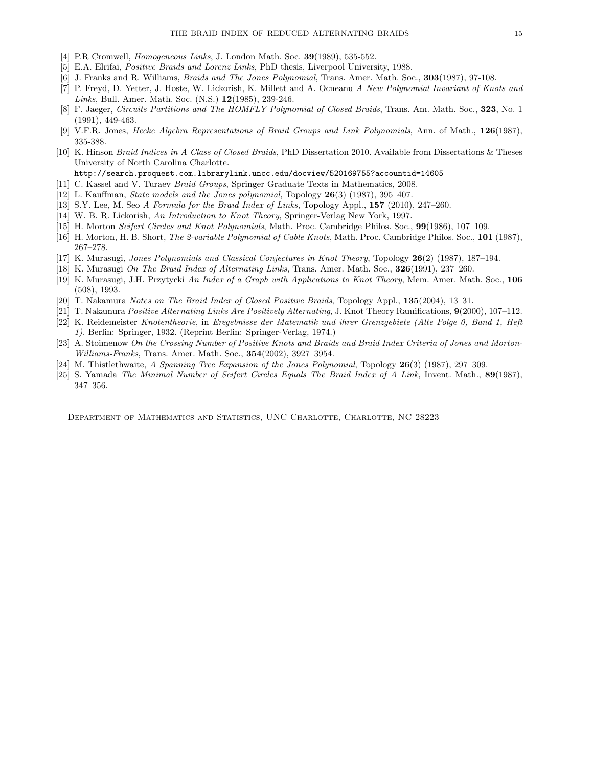[4] P.R Cromwell, *Homogeneous Links*, J. London Math. Soc. **39**(1989), 535-552.

[5] E.A. Elrifai, *Positive Braids and Lorenz Links*, PhD thesis, Liverpool University, 1988.

[6] J. Franks and R. Williams, *Braids and The Jones Polynomial*, Trans. Amer. Math. Soc., **303**(1987), 97-108.

[7] P. Freyd, D. Yetter, J. Hoste, W. Lickorish, K. Millett and A. Ocneanu *A New Polynomial Invariant of Knots and Links*, Bull. Amer. Math. Soc. (N.S.) **12**(1985), 239-246.

[8] F. Jaeger, *Circuits Partitions and The HOMFLY Polynomial of Closed Braids*, Trans. Am. Math. Soc., **323**, No. 1 (1991), 449-463.

[9] V.F.R. Jones, *Hecke Algebra Representations of Braid Groups and Link Polynomials*, Ann. of Math., **126**(1987), 335-388.

[10] K. Hinson *Braid Indices in A Class of Closed Braids*, PhD Dissertation 2010. Available from Dissertations & Theses University of North Carolina Charlotte.
`http://search.proquest.com.librarylink.uncc.edu/docview/520169755?accountid=14605`

[11] C. Kassel and V. Turaev *Braid Groups*, Springer Graduate Texts in Mathematics, 2008.

[12] L. Kauffman, *State models and the Jones polynomial*, Topology **26**(3) (1987), 395–407.

[13] S.Y. Lee, M. Seo *A Formula for the Braid Index of Links*, Topology Appl., **157** (2010), 247–260.

[14] W. B. R. Lickorish, *An Introduction to Knot Theory*, Springer-Verlag New York, 1997.

[15] H. Morton *Seifert Circles and Knot Polynomials*, Math. Proc. Cambridge Philos. Soc., **99**(1986), 107–109.

[16] H. Morton, H. B. Short, *The 2-variable Polynomial of Cable Knots*, Math. Proc. Cambridge Philos. Soc., **101** (1987), 267–278.

[17] K. Murasugi, *Jones Polynomials and Classical Conjectures in Knot Theory*, Topology **26**(2) (1987), 187–194.

[18] K. Murasugi *On The Braid Index of Alternating Links*, Trans. Amer. Math. Soc., **326**(1991), 237–260.

[19] K. Murasugi, J.H. Przytycki *An Index of a Graph with Applications to Knot Theory*, Mem. Amer. Math. Soc., **106** (508), 1993.

[20] T. Nakamura *Notes on The Braid Index of Closed Positive Braids*, Topology Appl., **135**(2004), 13–31.

[21] T. Nakamura *Positive Alternating Links Are Positively Alternating*, J. Knot Theory Ramifications, **9**(2000), 107–112.

[22] K. Reidemeister *Knotentheorie*, in *Eregebnisse der Matematik und ihrer Grenzgebiete (Alte Folge 0, Band 1, Heft 1)*. Berlin: Springer, 1932. (Reprint Berlin: Springer-Verlag, 1974.)

[23] A. Stoimenow *On the Crossing Number of Positive Knots and Braids and Braid Index Criteria of Jones and Morton-Williams-Franks*, Trans. Amer. Math. Soc., **354**(2002), 3927–3954.

[24] M. Thistlethwaite, *A Spanning Tree Expansion of the Jones Polynomial*, Topology **26**(3) (1987), 297–309.

[25] S. Yamada *The Minimal Number of Seifert Circles Equals The Braid Index of A Link*, Invent. Math., **89**(1987), 347–356.

Department of Mathematics and Statistics, UNC Charlotte, Charlotte, NC 28223